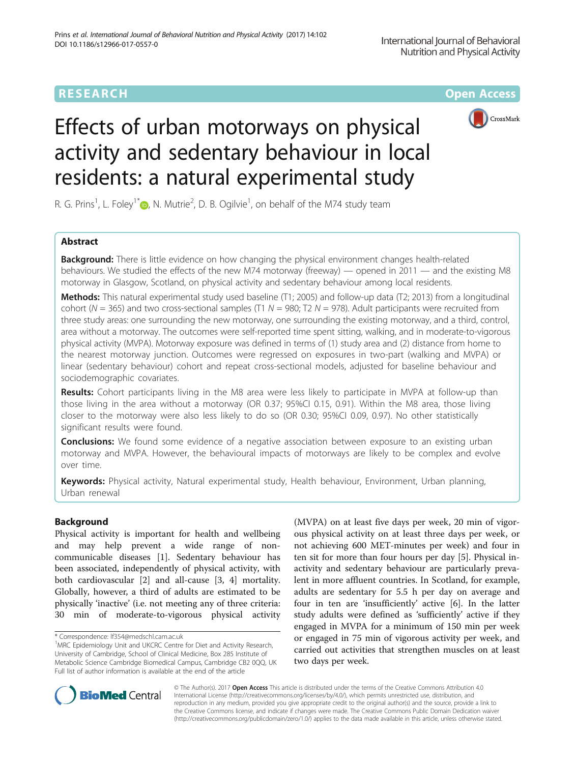**RESEARCH** **Open Access**

# Effects of urban motorways on physical activity and sedentary behaviour in local residents: a natural experimental study

R. G. Prins[1], L. Foley[1*], N. Mutrie[2], D. B. Ogilvie[1], on behalf of the M74 study team

## Abstract

**Background:** There is little evidence on how changing the physical environment changes health-related behaviours. We studied the effects of the new M74 motorway (freeway) — opened in 2011 — and the existing M8 motorway in Glasgow, Scotland, on physical activity and sedentary behaviour among local residents.

**Methods:** This natural experimental study used baseline (T1; 2005) and follow-up data (T2; 2013) from a longitudinal cohort ($N = 365$) and two cross-sectional samples (T1 $N = 980$; T2 $N = 978$). Adult participants were recruited from three study areas: one surrounding the new motorway, one surrounding the existing motorway, and a third, control, area without a motorway. The outcomes were self-reported time spent sitting, walking, and in moderate-to-vigorous physical activity (MVPA). Motorway exposure was defined in terms of (1) study area and (2) distance from home to the nearest motorway junction. Outcomes were regressed on exposures in two-part (walking and MVPA) or linear (sedentary behaviour) cohort and repeat cross-sectional models, adjusted for baseline behaviour and sociodemographic covariates.

**Results:** Cohort participants living in the M8 area were less likely to participate in MVPA at follow-up than those living in the area without a motorway (OR 0.37; 95%CI 0.15, 0.91). Within the M8 area, those living closer to the motorway were also less likely to do so (OR 0.30; 95%CI 0.09, 0.97). No other statistically significant results were found.

**Conclusions:** We found some evidence of a negative association between exposure to an existing urban motorway and MVPA. However, the behavioural impacts of motorways are likely to be complex and evolve over time.

**Keywords:** Physical activity, Natural experimental study, Health behaviour, Environment, Urban planning, Urban renewal

## Background

Physical activity is important for health and wellbeing and may help prevent a wide range of non-communicable diseases [1]. Sedentary behaviour has been associated, independently of physical activity, with both cardiovascular [2] and all-cause [3, 4] mortality. Globally, however, a third of adults are estimated to be physically 'inactive' (i.e. not meeting any of three criteria: 30 min of moderate-to-vigorous physical activity (MVPA) on at least five days per week, 20 min of vigorous physical activity on at least three days per week, or not achieving 600 MET-minutes per week) and four in ten sit for more than four hours per day [5]. Physical inactivity and sedentary behaviour are particularly prevalent in more affluent countries. In Scotland, for example, adults are sedentary for 5.5 h per day on average and four in ten are 'insufficiently' active [6]. In the latter study adults were defined as 'sufficiently' active if they engaged in MVPA for a minimum of 150 min per week or engaged in 75 min of vigorous activity per week, and carried out activities that strengthen muscles on at least two days per week.

\* Correspondence: lf354@medschl.cam.ac.uk
[1]MRC Epidemiology Unit and UKCRC Centre for Diet and Activity Research, University of Cambridge, School of Clinical Medicine, Box 285 Institute of Metabolic Science Cambridge Biomedical Campus, Cambridge CB2 0QQ, UK
Full list of author information is available at the end of the article

© The Author(s). 2017 **Open Access** This article is distributed under the terms of the Creative Commons Attribution 4.0 International License (http://creativecommons.org/licenses/by/4.0/), which permits unrestricted use, distribution, and reproduction in any medium, provided you give appropriate credit to the original author(s) and the source, provide a link to the Creative Commons license, and indicate if changes were made. The Creative Commons Public Domain Dedication waiver (http://creativecommons.org/publicdomain/zero/1.0/) applies to the data made available in this article, unless otherwise stated.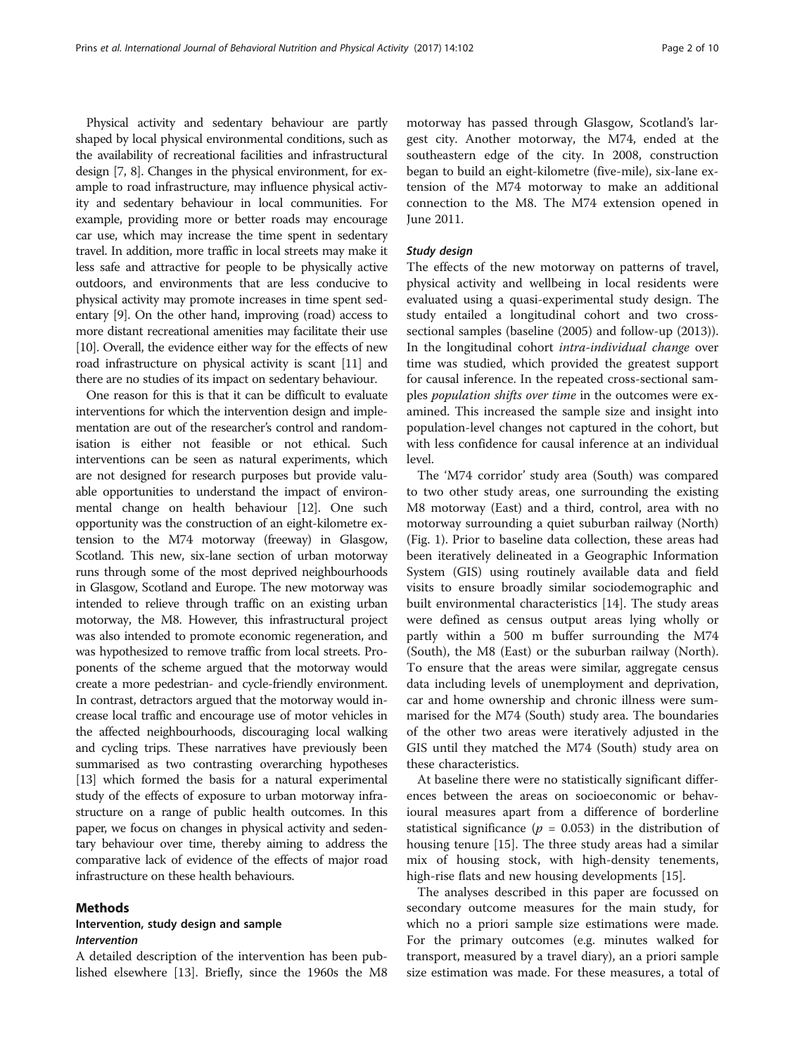Physical activity and sedentary behaviour are partly shaped by local physical environmental conditions, such as the availability of recreational facilities and infrastructural design [7, 8]. Changes in the physical environment, for example to road infrastructure, may influence physical activity and sedentary behaviour in local communities. For example, providing more or better roads may encourage car use, which may increase the time spent in sedentary travel. In addition, more traffic in local streets may make it less safe and attractive for people to be physically active outdoors, and environments that are less conducive to physical activity may promote increases in time spent sedentary [9]. On the other hand, improving (road) access to more distant recreational amenities may facilitate their use [10]. Overall, the evidence either way for the effects of new road infrastructure on physical activity is scant [11] and there are no studies of its impact on sedentary behaviour.

One reason for this is that it can be difficult to evaluate interventions for which the intervention design and implementation are out of the researcher's control and randomisation is either not feasible or not ethical. Such interventions can be seen as natural experiments, which are not designed for research purposes but provide valuable opportunities to understand the impact of environmental change on health behaviour [12]. One such opportunity was the construction of an eight-kilometre extension to the M74 motorway (freeway) in Glasgow, Scotland. This new, six-lane section of urban motorway runs through some of the most deprived neighbourhoods in Glasgow, Scotland and Europe. The new motorway was intended to relieve through traffic on an existing urban motorway, the M8. However, this infrastructural project was also intended to promote economic regeneration, and was hypothesized to remove traffic from local streets. Proponents of the scheme argued that the motorway would create a more pedestrian- and cycle-friendly environment. In contrast, detractors argued that the motorway would increase local traffic and encourage use of motor vehicles in the affected neighbourhoods, discouraging local walking and cycling trips. These narratives have previously been summarised as two contrasting overarching hypotheses [13] which formed the basis for a natural experimental study of the effects of exposure to urban motorway infrastructure on a range of public health outcomes. In this paper, we focus on changes in physical activity and sedentary behaviour over time, thereby aiming to address the comparative lack of evidence of the effects of major road infrastructure on these health behaviours.

## Methods

### Intervention, study design and sample

#### *Intervention*

A detailed description of the intervention has been published elsewhere [13]. Briefly, since the 1960s the M8 motorway has passed through Glasgow, Scotland's largest city. Another motorway, the M74, ended at the southeastern edge of the city. In 2008, construction began to build an eight-kilometre (five-mile), six-lane extension of the M74 motorway to make an additional connection to the M8. The M74 extension opened in June 2011.

#### *Study design*

The effects of the new motorway on patterns of travel, physical activity and wellbeing in local residents were evaluated using a quasi-experimental study design. The study entailed a longitudinal cohort and two cross-sectional samples (baseline (2005) and follow-up (2013)). In the longitudinal cohort *intra-individual change* over time was studied, which provided the greatest support for causal inference. In the repeated cross-sectional samples *population shifts over time* in the outcomes were examined. This increased the sample size and insight into population-level changes not captured in the cohort, but with less confidence for causal inference at an individual level.

The 'M74 corridor' study area (South) was compared to two other study areas, one surrounding the existing M8 motorway (East) and a third, control, area with no motorway surrounding a quiet suburban railway (North) (Fig. 1). Prior to baseline data collection, these areas had been iteratively delineated in a Geographic Information System (GIS) using routinely available data and field visits to ensure broadly similar sociodemographic and built environmental characteristics [14]. The study areas were defined as census output areas lying wholly or partly within a 500 m buffer surrounding the M74 (South), the M8 (East) or the suburban railway (North). To ensure that the areas were similar, aggregate census data including levels of unemployment and deprivation, car and home ownership and chronic illness were summarised for the M74 (South) study area. The boundaries of the other two areas were iteratively adjusted in the GIS until they matched the M74 (South) study area on these characteristics.

At baseline there were no statistically significant differences between the areas on socioeconomic or behavioural measures apart from a difference of borderline statistical significance ($p = 0.053$) in the distribution of housing tenure [15]. The three study areas had a similar mix of housing stock, with high-density tenements, high-rise flats and new housing developments [15].

The analyses described in this paper are focussed on secondary outcome measures for the main study, for which no a priori sample size estimations were made. For the primary outcomes (e.g. minutes walked for transport, measured by a travel diary), an a priori sample size estimation was made. For these measures, a total of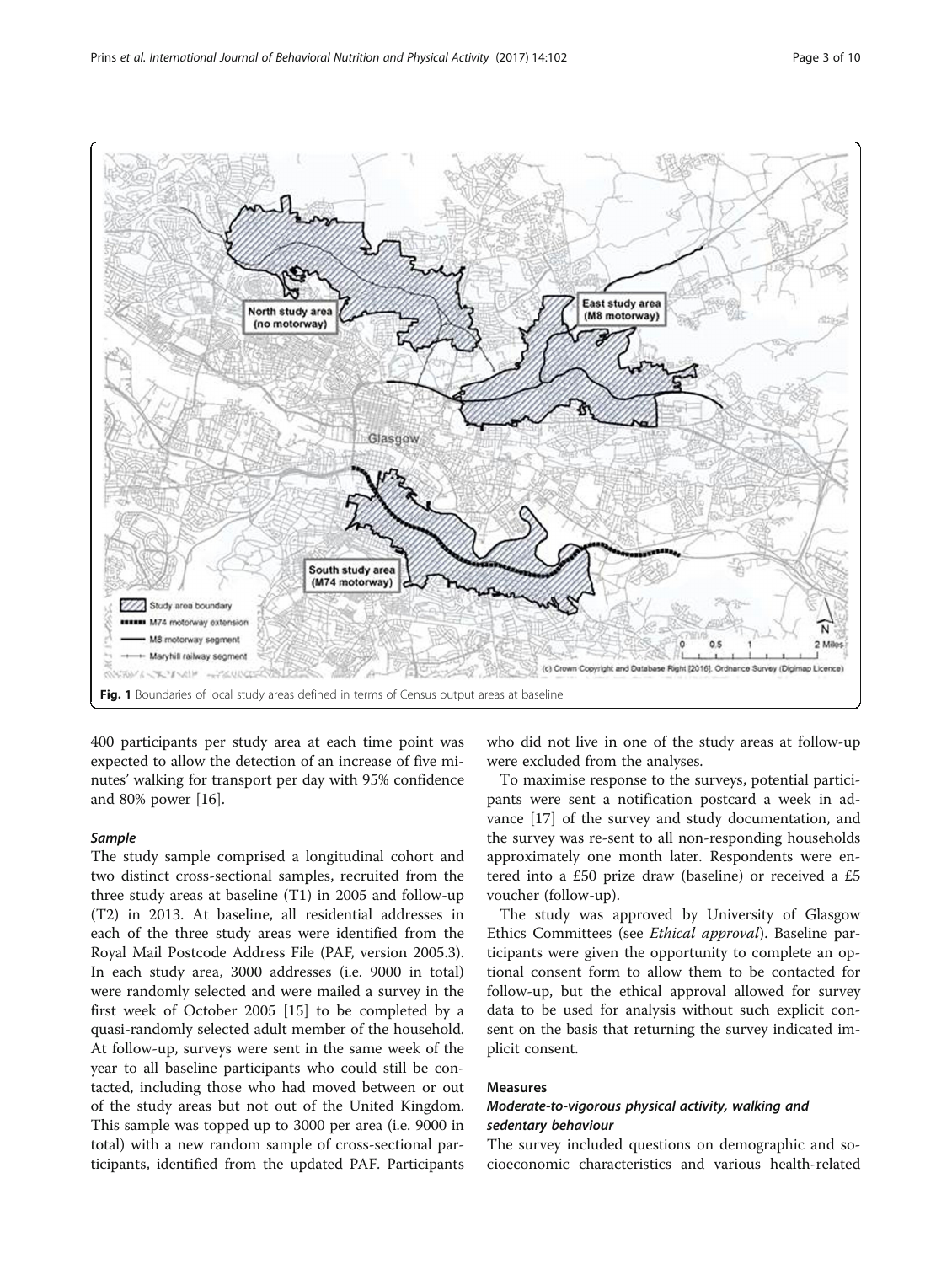North study area (no motorway)

East study area (M8 motorway)

Glasgow

South study area (M74 motorway)

Study area boundary

M74 motorway extension

M8 motorway segment

Maryhill railway segment

0 0.5 1 2 Miles

N

(c) Crown Copyright and Database Right [2016]. Ordnance Survey (Digimap Licence)

**Fig. 1** Boundaries of local study areas defined in terms of Census output areas at baseline

400 participants per study area at each time point was expected to allow the detection of an increase of five minutes' walking for transport per day with 95% confidence and 80% power [16].

### *Sample*

The study sample comprised a longitudinal cohort and two distinct cross-sectional samples, recruited from the three study areas at baseline (T1) in 2005 and follow-up (T2) in 2013. At baseline, all residential addresses in each of the three study areas were identified from the Royal Mail Postcode Address File (PAF, version 2005.3). In each study area, 3000 addresses (i.e. 9000 in total) were randomly selected and were mailed a survey in the first week of October 2005 [15] to be completed by a quasi-randomly selected adult member of the household. At follow-up, surveys were sent in the same week of the year to all baseline participants who could still be contacted, including those who had moved between or out of the study areas but not out of the United Kingdom. This sample was topped up to 3000 per area (i.e. 9000 in total) with a new random sample of cross-sectional participants, identified from the updated PAF. Participants who did not live in one of the study areas at follow-up were excluded from the analyses.

To maximise response to the surveys, potential participants were sent a notification postcard a week in advance [17] of the survey and study documentation, and the survey was re-sent to all non-responding households approximately one month later. Respondents were entered into a £50 prize draw (baseline) or received a £5 voucher (follow-up).

The study was approved by University of Glasgow Ethics Committees (see *Ethical approval*). Baseline participants were given the opportunity to complete an optional consent form to allow them to be contacted for follow-up, but the ethical approval allowed for survey data to be used for analysis without such explicit consent on the basis that returning the survey indicated implicit consent.

## Measures

### *Moderate-to-vigorous physical activity, walking and sedentary behaviour*

The survey included questions on demographic and socioeconomic characteristics and various health-related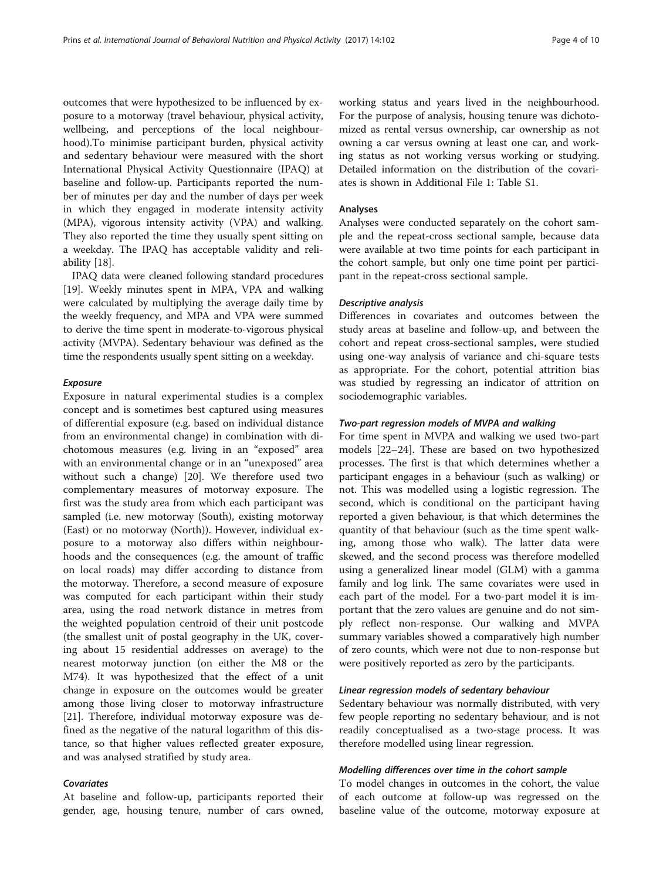outcomes that were hypothesized to be influenced by exposure to a motorway (travel behaviour, physical activity, wellbeing, and perceptions of the local neighbourhood).To minimise participant burden, physical activity and sedentary behaviour were measured with the short International Physical Activity Questionnaire (IPAQ) at baseline and follow-up. Participants reported the number of minutes per day and the number of days per week in which they engaged in moderate intensity activity (MPA), vigorous intensity activity (VPA) and walking. They also reported the time they usually spent sitting on a weekday. The IPAQ has acceptable validity and reliability [18].

IPAQ data were cleaned following standard procedures [19]. Weekly minutes spent in MPA, VPA and walking were calculated by multiplying the average daily time by the weekly frequency, and MPA and VPA were summed to derive the time spent in moderate-to-vigorous physical activity (MVPA). Sedentary behaviour was defined as the time the respondents usually spent sitting on a weekday.

#### *Exposure*

Exposure in natural experimental studies is a complex concept and is sometimes best captured using measures of differential exposure (e.g. based on individual distance from an environmental change) in combination with dichotomous measures (e.g. living in an "exposed" area with an environmental change or in an "unexposed" area without such a change) [20]. We therefore used two complementary measures of motorway exposure. The first was the study area from which each participant was sampled (i.e. new motorway (South), existing motorway (East) or no motorway (North)). However, individual exposure to a motorway also differs within neighbourhoods and the consequences (e.g. the amount of traffic on local roads) may differ according to distance from the motorway. Therefore, a second measure of exposure was computed for each participant within their study area, using the road network distance in metres from the weighted population centroid of their unit postcode (the smallest unit of postal geography in the UK, covering about 15 residential addresses on average) to the nearest motorway junction (on either the M8 or the M74). It was hypothesized that the effect of a unit change in exposure on the outcomes would be greater among those living closer to motorway infrastructure [21]. Therefore, individual motorway exposure was defined as the negative of the natural logarithm of this distance, so that higher values reflected greater exposure, and was analysed stratified by study area.

#### *Covariates*

At baseline and follow-up, participants reported their gender, age, housing tenure, number of cars owned, working status and years lived in the neighbourhood. For the purpose of analysis, housing tenure was dichotomized as rental versus ownership, car ownership as not owning a car versus owning at least one car, and working status as not working versus working or studying. Detailed information on the distribution of the covariates is shown in Additional File 1: Table S1.

### Analyses

Analyses were conducted separately on the cohort sample and the repeat-cross sectional sample, because data were available at two time points for each participant in the cohort sample, but only one time point per participant in the repeat-cross sectional sample.

#### *Descriptive analysis*

Differences in covariates and outcomes between the study areas at baseline and follow-up, and between the cohort and repeat cross-sectional samples, were studied using one-way analysis of variance and chi-square tests as appropriate. For the cohort, potential attrition bias was studied by regressing an indicator of attrition on sociodemographic variables.

#### *Two-part regression models of MVPA and walking*

For time spent in MVPA and walking we used two-part models [22–24]. These are based on two hypothesized processes. The first is that which determines whether a participant engages in a behaviour (such as walking) or not. This was modelled using a logistic regression. The second, which is conditional on the participant having reported a given behaviour, is that which determines the quantity of that behaviour (such as the time spent walking, among those who walk). The latter data were skewed, and the second process was therefore modelled using a generalized linear model (GLM) with a gamma family and log link. The same covariates were used in each part of the model. For a two-part model it is important that the zero values are genuine and do not simply reflect non-response. Our walking and MVPA summary variables showed a comparatively high number of zero counts, which were not due to non-response but were positively reported as zero by the participants.

#### *Linear regression models of sedentary behaviour*

Sedentary behaviour was normally distributed, with very few people reporting no sedentary behaviour, and is not readily conceptualised as a two-stage process. It was therefore modelled using linear regression.

#### *Modelling differences over time in the cohort sample*

To model changes in outcomes in the cohort, the value of each outcome at follow-up was regressed on the baseline value of the outcome, motorway exposure at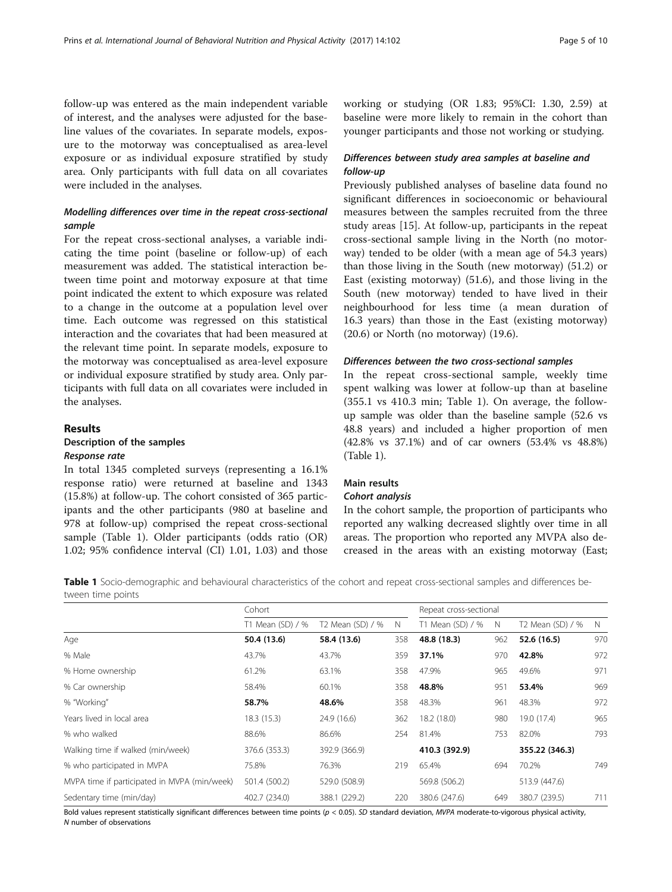follow-up was entered as the main independent variable of interest, and the analyses were adjusted for the baseline values of the covariates. In separate models, exposure to the motorway was conceptualised as area-level exposure or as individual exposure stratified by study area. Only participants with full data on all covariates were included in the analyses.

### *Modelling differences over time in the repeat cross-sectional sample*

For the repeat cross-sectional analyses, a variable indicating the time point (baseline or follow-up) of each measurement was added. The statistical interaction between time point and motorway exposure at that time point indicated the extent to which exposure was related to a change in the outcome at a population level over time. Each outcome was regressed on this statistical interaction and the covariates that had been measured at the relevant time point. In separate models, exposure to the motorway was conceptualised as area-level exposure or individual exposure stratified by study area. Only participants with full data on all covariates were included in the analyses.

## Results

### Description of the samples

#### *Response rate*

In total 1345 completed surveys (representing a 16.1% response ratio) were returned at baseline and 1343 (15.8%) at follow-up. The cohort consisted of 365 participants and the other participants (980 at baseline and 978 at follow-up) comprised the repeat cross-sectional sample (Table 1). Older participants (odds ratio (OR) 1.02; 95% confidence interval (CI) 1.01, 1.03) and those working or studying (OR 1.83; 95%CI: 1.30, 2.59) at baseline were more likely to remain in the cohort than younger participants and those not working or studying.

#### *Differences between study area samples at baseline and follow-up*

Previously published analyses of baseline data found no significant differences in socioeconomic or behavioural measures between the samples recruited from the three study areas [15]. At follow-up, participants in the repeat cross-sectional sample living in the North (no motorway) tended to be older (with a mean age of 54.3 years) than those living in the South (new motorway) (51.2) or East (existing motorway) (51.6), and those living in the South (new motorway) tended to have lived in their neighbourhood for less time (a mean duration of 16.3 years) than those in the East (existing motorway) (20.6) or North (no motorway) (19.6).

#### *Differences between the two cross-sectional samples*

In the repeat cross-sectional sample, weekly time spent walking was lower at follow-up than at baseline (355.1 vs 410.3 min; Table 1). On average, the follow-up sample was older than the baseline sample (52.6 vs 48.8 years) and included a higher proportion of men (42.8% vs 37.1%) and of car owners (53.4% vs 48.8%) (Table 1).

### Main results

#### *Cohort analysis*

In the cohort sample, the proportion of participants who reported any walking decreased slightly over time in all areas. The proportion who reported any MVPA also decreased in the areas with an existing motorway (East;

**Table 1** Socio-demographic and behavioural characteristics of the cohort and repeat cross-sectional samples and differences between time points

| | Cohort | | | Repeat cross-sectional | | | |
|---|---|---|---|---|---|---|---|
| | T1 Mean (SD) / % | T2 Mean (SD) / % | N | T1 Mean (SD) / % | N | T2 Mean (SD) / % | N |
| Age | **50.4 (13.6)** | **58.4 (13.6)** | 358 | **48.8 (18.3)** | 962 | **52.6 (16.5)** | 970 |
| % Male | 43.7% | 43.7% | 359 | **37.1%** | 970 | **42.8%** | 972 |
| % Home ownership | 61.2% | 63.1% | 358 | 47.9% | 965 | 49.6% | 971 |
| % Car ownership | 58.4% | 60.1% | 358 | **48.8%** | 951 | **53.4%** | 969 |
| % "Working" | **58.7%** | **48.6%** | 358 | 48.3% | 961 | 48.3% | 972 |
| Years lived in local area | 18.3 (15.3) | 24.9 (16.6) | 362 | 18.2 (18.0) | 980 | 19.0 (17.4) | 965 |
| % who walked | 88.6% | 86.6% | 254 | 81.4% | 753 | 82.0% | 793 |
| Walking time if walked (min/week) | 376.6 (353.3) | 392.9 (366.9) | | **410.3 (392.9)** | | **355.22 (346.3)** | |
| % who participated in MVPA | 75.8% | 76.3% | 219 | 65.4% | 694 | 70.2% | 749 |
| MVPA time if participated in MVPA (min/week) | 501.4 (500.2) | 529.0 (508.9) | | 569.8 (506.2) | | 513.9 (447.6) | |
| Sedentary time (min/day) | 402.7 (234.0) | 388.1 (229.2) | 220 | 380.6 (247.6) | 649 | 380.7 (239.5) | 711 |

Bold values represent statistically significant differences between time points ($p < 0.05$). *SD* standard deviation, *MVPA* moderate-to-vigorous physical activity, *N* number of observations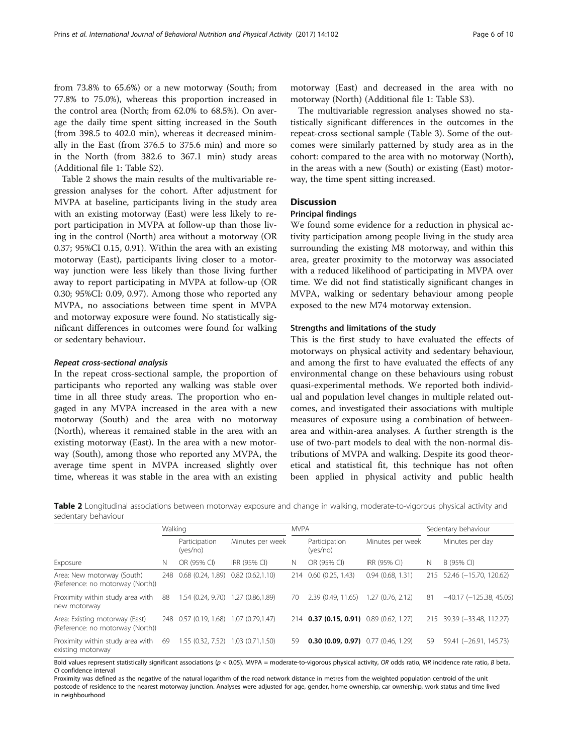from 73.8% to 65.6%) or a new motorway (South; from 77.8% to 75.0%), whereas this proportion increased in the control area (North; from 62.0% to 68.5%). On average the daily time spent sitting increased in the South (from 398.5 to 402.0 min), whereas it decreased minimally in the East (from 376.5 to 375.6 min) and more so in the North (from 382.6 to 367.1 min) study areas (Additional file 1: Table S2).

Table 2 shows the main results of the multivariable regression analyses for the cohort. After adjustment for MVPA at baseline, participants living in the study area with an existing motorway (East) were less likely to report participation in MVPA at follow-up than those living in the control (North) area without a motorway (OR 0.37; 95%CI 0.15, 0.91). Within the area with an existing motorway (East), participants living closer to a motorway junction were less likely than those living further away to report participating in MVPA at follow-up (OR 0.30; 95%CI: 0.09, 0.97). Among those who reported any MVPA, no associations between time spent in MVPA and motorway exposure were found. No statistically significant differences in outcomes were found for walking or sedentary behaviour.

#### *Repeat cross-sectional analysis*

In the repeat cross-sectional sample, the proportion of participants who reported any walking was stable over time in all three study areas. The proportion who engaged in any MVPA increased in the area with a new motorway (South) and the area with no motorway (North), whereas it remained stable in the area with an existing motorway (East). In the area with a new motorway (South), among those who reported any MVPA, the average time spent in MVPA increased slightly over time, whereas it was stable in the area with an existing motorway (East) and decreased in the area with no motorway (North) (Additional file 1: Table S3).

The multivariable regression analyses showed no statistically significant differences in the outcomes in the repeat-cross sectional sample (Table 3). Some of the outcomes were similarly patterned by study area as in the cohort: compared to the area with no motorway (North), in the areas with a new (South) or existing (East) motorway, the time spent sitting increased.

## Discussion

### Principal findings

We found some evidence for a reduction in physical activity participation among people living in the study area surrounding the existing M8 motorway, and within this area, greater proximity to the motorway was associated with a reduced likelihood of participating in MVPA over time. We did not find statistically significant changes in MVPA, walking or sedentary behaviour among people exposed to the new M74 motorway extension.

### Strengths and limitations of the study

This is the first study to have evaluated the effects of motorways on physical activity and sedentary behaviour, and among the first to have evaluated the effects of any environmental change on these behaviours using robust quasi-experimental methods. We reported both individual and population level changes in multiple related outcomes, and investigated their associations with multiple measures of exposure using a combination of between-area and within-area analyses. A further strength is the use of two-part models to deal with the non-normal distributions of MVPA and walking. Despite its good theoretical and statistical fit, this technique has not often been applied in physical activity and public health

**Table 2** Longitudinal associations between motorway exposure and change in walking, moderate-to-vigorous physical activity and sedentary behaviour

| | Walking | | | MVPA | | | Sedentary behaviour | |
|---|---|---|---|---|---|---|---|---|
| | | Participation (yes/no) | Minutes per week | | Participation (yes/no) | Minutes per week | | Minutes per day |
| Exposure | N | OR (95% CI) | IRR (95% CI) | N | OR (95% CI) | IRR (95% CI) | N | B (95% CI) |
| Area: New motorway (South) (Reference: no motorway (North)) | 248 | 0.68 (0.24, 1.89) | 0.82 (0.62,1.10) | 214 | 0.60 (0.25, 1.43) | 0.94 (0.68, 1.31) | 215 | 52.46 (−15.70, 120.62) |
| Proximity within study area with new motorway | 88 | 1.54 (0.24, 9.70) | 1.27 (0.86,1.89) | 70 | 2.39 (0.49, 11.65) | 1.27 (0.76, 2.12) | 81 | −40.17 (−125.38, 45.05) |
| Area: Existing motorway (East) (Reference: no motorway (North)) | 248 | 0.57 (0.19, 1.68) | 1.07 (0.79,1.47) | 214 | **0.37 (0.15, 0.91)** | 0.89 (0.62, 1.27) | 215 | 39.39 (−33.48, 112.27) |
| Proximity within study area with existing motorway | 69 | 1.55 (0.32, 7.52) | 1.03 (0.71,1.50) | 59 | **0.30 (0.09, 0.97)** | 0.77 (0.46, 1.29) | 59 | 59.41 (−26.91, 145.73) |

Bold values represent statistically significant associations ($p < 0.05$). MVPA = moderate-to-vigorous physical activity, *OR* odds ratio, *IRR* incidence rate ratio, *B* beta, *CI* confidence interval

Proximity was defined as the negative of the natural logarithm of the road network distance in metres from the weighted population centroid of the unit postcode of residence to the nearest motorway junction. Analyses were adjusted for age, gender, home ownership, car ownership, work status and time lived in neighbourhood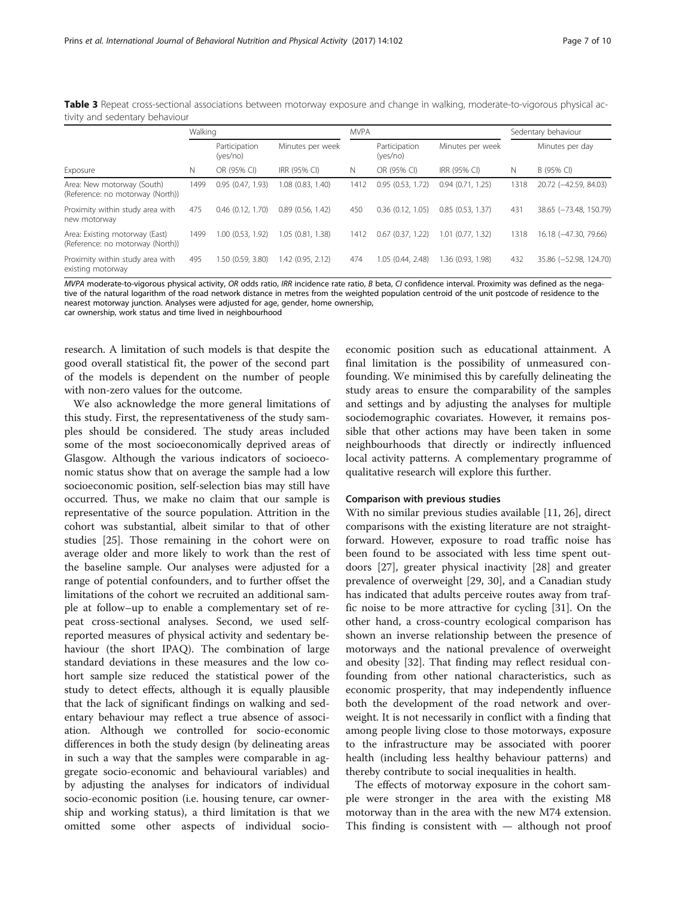**Table 3** Repeat cross-sectional associations between motorway exposure and change in walking, moderate-to-vigorous physical activity and sedentary behaviour

| | Walking | | | MVPA | | | Sedentary behaviour | |
|---|---|---|---|---|---|---|---|---|
| | | Participation (yes/no) | Minutes per week | | Participation (yes/no) | Minutes per week | | Minutes per day |
| Exposure | N | OR (95% CI) | IRR (95% CI) | N | OR (95% CI) | IRR (95% CI) | N | B (95% CI) |
| Area: New motorway (South) (Reference: no motorway (North)) | 1499 | 0.95 (0.47, 1.93) | 1.08 (0.83, 1.40) | 1412 | 0.95 (0.53, 1.72) | 0.94 (0.71, 1.25) | 1318 | 20.72 (−42.59, 84.03) |
| Proximity within study area with new motorway | 475 | 0.46 (0.12, 1.70) | 0.89 (0.56, 1.42) | 450 | 0.36 (0.12, 1.05) | 0.85 (0.53, 1.37) | 431 | 38.65 (−73.48, 150.79) |
| Area: Existing motorway (East) (Reference: no motorway (North)) | 1499 | 1.00 (0.53, 1.92) | 1.05 (0.81, 1.38) | 1412 | 0.67 (0.37, 1.22) | 1.01 (0.77, 1.32) | 1318 | 16.18 (−47.30, 79.66) |
| Proximity within study area with existing motorway | 495 | 1.50 (0.59, 3.80) | 1.42 (0.95, 2.12) | 474 | 1.05 (0.44, 2.48) | 1.36 (0.93, 1.98) | 432 | 35.86 (−52.98, 124.70) |

*MVPA* moderate-to-vigorous physical activity, *OR* odds ratio, *IRR* incidence rate ratio, *B* beta, *CI* confidence interval. Proximity was defined as the negative of the natural logarithm of the road network distance in metres from the weighted population centroid of the unit postcode of residence to the nearest motorway junction. Analyses were adjusted for age, gender, home ownership, car ownership, work status and time lived in neighbourhood

research. A limitation of such models is that despite the good overall statistical fit, the power of the second part of the models is dependent on the number of people with non-zero values for the outcome.

We also acknowledge the more general limitations of this study. First, the representativeness of the study samples should be considered. The study areas included some of the most socioeconomically deprived areas of Glasgow. Although the various indicators of socioeconomic status show that on average the sample had a low socioeconomic position, self-selection bias may still have occurred. Thus, we make no claim that our sample is representative of the source population. Attrition in the cohort was substantial, albeit similar to that of other studies [25]. Those remaining in the cohort were on average older and more likely to work than the rest of the baseline sample. Our analyses were adjusted for a range of potential confounders, and to further offset the limitations of the cohort we recruited an additional sample at follow–up to enable a complementary set of repeat cross-sectional analyses. Second, we used self-reported measures of physical activity and sedentary behaviour (the short IPAQ). The combination of large standard deviations in these measures and the low cohort sample size reduced the statistical power of the study to detect effects, although it is equally plausible that the lack of significant findings on walking and sedentary behaviour may reflect a true absence of association. Although we controlled for socio-economic differences in both the study design (by delineating areas in such a way that the samples were comparable in aggregate socio-economic and behavioural variables) and by adjusting the analyses for indicators of individual socio-economic position (i.e. housing tenure, car ownership and working status), a third limitation is that we omitted some other aspects of individual socio-economic position such as educational attainment. A final limitation is the possibility of unmeasured confounding. We minimised this by carefully delineating the study areas to ensure the comparability of the samples and settings and by adjusting the analyses for multiple sociodemographic covariates. However, it remains possible that other actions may have been taken in some neighbourhoods that directly or indirectly influenced local activity patterns. A complementary programme of qualitative research will explore this further.

#### Comparison with previous studies

With no similar previous studies available [11, 26], direct comparisons with the existing literature are not straightforward. However, exposure to road traffic noise has been found to be associated with less time spent outdoors [27], greater physical inactivity [28] and greater prevalence of overweight [29, 30], and a Canadian study has indicated that adults perceive routes away from traffic noise to be more attractive for cycling [31]. On the other hand, a cross-country ecological comparison has shown an inverse relationship between the presence of motorways and the national prevalence of overweight and obesity [32]. That finding may reflect residual confounding from other national characteristics, such as economic prosperity, that may independently influence both the development of the road network and overweight. It is not necessarily in conflict with a finding that among people living close to those motorways, exposure to the infrastructure may be associated with poorer health (including less healthy behaviour patterns) and thereby contribute to social inequalities in health.

The effects of motorway exposure in the cohort sample were stronger in the area with the existing M8 motorway than in the area with the new M74 extension. This finding is consistent with — although not proof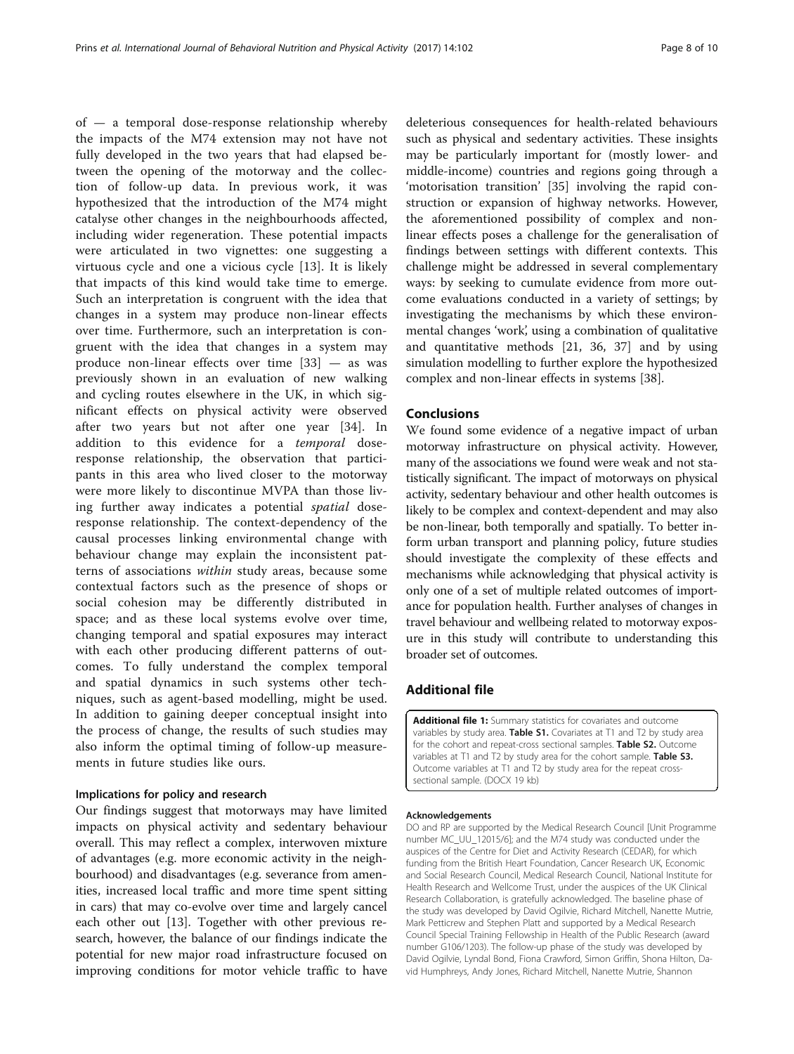of — a temporal dose-response relationship whereby the impacts of the M74 extension may not have not fully developed in the two years that had elapsed between the opening of the motorway and the collection of follow-up data. In previous work, it was hypothesized that the introduction of the M74 might catalyse other changes in the neighbourhoods affected, including wider regeneration. These potential impacts were articulated in two vignettes: one suggesting a virtuous cycle and one a vicious cycle [13]. It is likely that impacts of this kind would take time to emerge. Such an interpretation is congruent with the idea that changes in a system may produce non-linear effects over time. Furthermore, such an interpretation is congruent with the idea that changes in a system may produce non-linear effects over time [33] — as was previously shown in an evaluation of new walking and cycling routes elsewhere in the UK, in which significant effects on physical activity were observed after two years but not after one year [34]. In addition to this evidence for a *temporal* dose-response relationship, the observation that participants in this area who lived closer to the motorway were more likely to discontinue MVPA than those living further away indicates a potential *spatial* dose-response relationship. The context-dependency of the causal processes linking environmental change with behaviour change may explain the inconsistent patterns of associations *within* study areas, because some contextual factors such as the presence of shops or social cohesion may be differently distributed in space; and as these local systems evolve over time, changing temporal and spatial exposures may interact with each other producing different patterns of outcomes. To fully understand the complex temporal and spatial dynamics in such systems other techniques, such as agent-based modelling, might be used. In addition to gaining deeper conceptual insight into the process of change, the results of such studies may also inform the optimal timing of follow-up measurements in future studies like ours.

### Implications for policy and research

Our findings suggest that motorways may have limited impacts on physical activity and sedentary behaviour overall. This may reflect a complex, interwoven mixture of advantages (e.g. more economic activity in the neighbourhood) and disadvantages (e.g. severance from amenities, increased local traffic and more time spent sitting in cars) that may co-evolve over time and largely cancel each other out [13]. Together with other previous research, however, the balance of our findings indicate the potential for new major road infrastructure focused on improving conditions for motor vehicle traffic to have deleterious consequences for health-related behaviours such as physical and sedentary activities. These insights may be particularly important for (mostly lower- and middle-income) countries and regions going through a 'motorisation transition' [35] involving the rapid construction or expansion of highway networks. However, the aforementioned possibility of complex and non-linear effects poses a challenge for the generalisation of findings between settings with different contexts. This challenge might be addressed in several complementary ways: by seeking to cumulate evidence from more outcome evaluations conducted in a variety of settings; by investigating the mechanisms by which these environmental changes 'work', using a combination of qualitative and quantitative methods [21, 36, 37] and by using simulation modelling to further explore the hypothesized complex and non-linear effects in systems [38].

## Conclusions

We found some evidence of a negative impact of urban motorway infrastructure on physical activity. However, many of the associations we found were weak and not statistically significant. The impact of motorways on physical activity, sedentary behaviour and other health outcomes is likely to be complex and context-dependent and may also be non-linear, both temporally and spatially. To better inform urban transport and planning policy, future studies should investigate the complexity of these effects and mechanisms while acknowledging that physical activity is only one of a set of multiple related outcomes of importance for population health. Further analyses of changes in travel behaviour and wellbeing related to motorway exposure in this study will contribute to understanding this broader set of outcomes.

## Additional file

**Additional file 1:** Summary statistics for covariates and outcome variables by study area. **Table S1.** Covariates at T1 and T2 by study area for the cohort and repeat-cross sectional samples. **Table S2.** Outcome variables at T1 and T2 by study area for the cohort sample. **Table S3.** Outcome variables at T1 and T2 by study area for the repeat cross-sectional sample. (DOCX 19 kb)

#### Acknowledgements

DO and RP are supported by the Medical Research Council [Unit Programme number MC_UU_12015/6]; and the M74 study was conducted under the auspices of the Centre for Diet and Activity Research (CEDAR), for which funding from the British Heart Foundation, Cancer Research UK, Economic and Social Research Council, Medical Research Council, National Institute for Health Research and Wellcome Trust, under the auspices of the UK Clinical Research Collaboration, is gratefully acknowledged. The baseline phase of the study was developed by David Ogilvie, Richard Mitchell, Nanette Mutrie, Mark Petticrew and Stephen Platt and supported by a Medical Research Council Special Training Fellowship in Health of the Public Research (award number G106/1203). The follow-up phase of the study was developed by David Ogilvie, Lyndal Bond, Fiona Crawford, Simon Griffin, Shona Hilton, David Humphreys, Andy Jones, Richard Mitchell, Nanette Mutrie, Shannon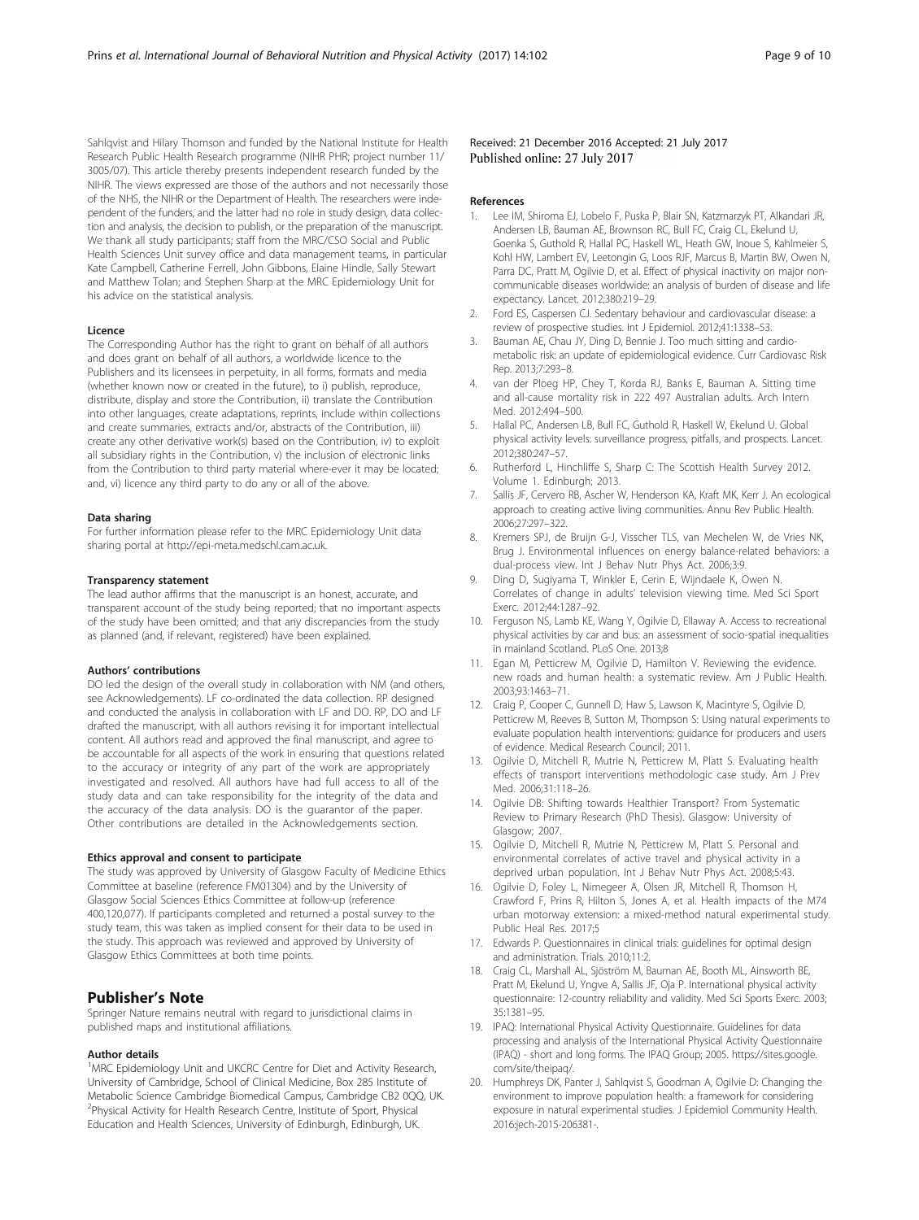Sahlqvist and Hilary Thomson and funded by the National Institute for Health Research Public Health Research programme (NIHR PHR; project number 11/3005/07). This article thereby presents independent research funded by the NIHR. The views expressed are those of the authors and not necessarily those of the NHS, the NIHR or the Department of Health. The researchers were independent of the funders, and the latter had no role in study design, data collection and analysis, the decision to publish, or the preparation of the manuscript. We thank all study participants; staff from the MRC/CSO Social and Public Health Sciences Unit survey office and data management teams, in particular Kate Campbell, Catherine Ferrell, John Gibbons, Elaine Hindle, Sally Stewart and Matthew Tolan; and Stephen Sharp at the MRC Epidemiology Unit for his advice on the statistical analysis.

#### Licence

The Corresponding Author has the right to grant on behalf of all authors and does grant on behalf of all authors, a worldwide licence to the Publishers and its licensees in perpetuity, in all forms, formats and media (whether known now or created in the future), to i) publish, reproduce, distribute, display and store the Contribution, ii) translate the Contribution into other languages, create adaptations, reprints, include within collections and create summaries, extracts and/or, abstracts of the Contribution, iii) create any other derivative work(s) based on the Contribution, iv) to exploit all subsidiary rights in the Contribution, v) the inclusion of electronic links from the Contribution to third party material where-ever it may be located; and, vi) licence any third party to do any or all of the above.

#### Data sharing

For further information please refer to the MRC Epidemiology Unit data sharing portal at http://epi-meta.medschl.cam.ac.uk.

#### Transparency statement

The lead author affirms that the manuscript is an honest, accurate, and transparent account of the study being reported; that no important aspects of the study have been omitted; and that any discrepancies from the study as planned (and, if relevant, registered) have been explained.

#### Authors' contributions

DO led the design of the overall study in collaboration with NM (and others, see Acknowledgements). LF co-ordinated the data collection. RP designed and conducted the analysis in collaboration with LF and DO. RP, DO and LF drafted the manuscript, with all authors revising it for important intellectual content. All authors read and approved the final manuscript, and agree to be accountable for all aspects of the work in ensuring that questions related to the accuracy or integrity of any part of the work are appropriately investigated and resolved. All authors have had full access to all of the study data and can take responsibility for the integrity of the data and the accuracy of the data analysis. DO is the guarantor of the paper. Other contributions are detailed in the Acknowledgements section.

#### Ethics approval and consent to participate

The study was approved by University of Glasgow Faculty of Medicine Ethics Committee at baseline (reference FM01304) and by the University of Glasgow Social Sciences Ethics Committee at follow-up (reference 400,120,077). If participants completed and returned a postal survey to the study team, this was taken as implied consent for their data to be used in the study. This approach was reviewed and approved by University of Glasgow Ethics Committees at both time points.

## Publisher's Note

Springer Nature remains neutral with regard to jurisdictional claims in published maps and institutional affiliations.

#### Author details

[1]MRC Epidemiology Unit and UKCRC Centre for Diet and Activity Research, University of Cambridge, School of Clinical Medicine, Box 285 Institute of Metabolic Science Cambridge Biomedical Campus, Cambridge CB2 0QQ, UK. [2]Physical Activity for Health Research Centre, Institute of Sport, Physical Education and Health Sciences, University of Edinburgh, Edinburgh, UK.

Received: 21 December 2016 Accepted: 21 July 2017
Published online: 27 July 2017

#### References

1. Lee IM, Shiroma EJ, Lobelo F, Puska P, Blair SN, Katzmarzyk PT, Alkandari JR, Andersen LB, Bauman AE, Brownson RC, Bull FC, Craig CL, Ekelund U, Goenka S, Guthold R, Hallal PC, Haskell WL, Heath GW, Inoue S, Kahlmeier S, Kohl HW, Lambert EV, Leetongin G, Loos RJF, Marcus B, Martin BW, Owen N, Parra DC, Pratt M, Ogilvie D, et al. Effect of physical inactivity on major non-communicable diseases worldwide: an analysis of burden of disease and life expectancy. Lancet. 2012;380:219–29.
2. Ford ES, Caspersen CJ. Sedentary behaviour and cardiovascular disease: a review of prospective studies. Int J Epidemiol. 2012;41:1338–53.
3. Bauman AE, Chau JY, Ding D, Bennie J. Too much sitting and cardio-metabolic risk: an update of epidemiological evidence. Curr Cardiovasc Risk Rep. 2013;7:293–8.
4. van der Ploeg HP, Chey T, Korda RJ, Banks E, Bauman A. Sitting time and all-cause mortality risk in 222 497 Australian adults. Arch Intern Med. 2012:494–500.
5. Hallal PC, Andersen LB, Bull FC, Guthold R, Haskell W, Ekelund U. Global physical activity levels: surveillance progress, pitfalls, and prospects. Lancet. 2012;380:247–57.
6. Rutherford L, Hinchliffe S, Sharp C: The Scottish Health Survey 2012. Volume 1. Edinburgh; 2013.
7. Sallis JF, Cervero RB, Ascher W, Henderson KA, Kraft MK, Kerr J. An ecological approach to creating active living communities. Annu Rev Public Health. 2006;27:297–322.
8. Kremers SPJ, de Bruijn G-J, Visscher TLS, van Mechelen W, de Vries NK, Brug J. Environmental influences on energy balance-related behaviors: a dual-process view. Int J Behav Nutr Phys Act. 2006;3:9.
9. Ding D, Sugiyama T, Winkler E, Cerin E, Wijndaele K, Owen N. Correlates of change in adults' television viewing time. Med Sci Sport Exerc. 2012;44:1287–92.
10. Ferguson NS, Lamb KE, Wang Y, Ogilvie D, Ellaway A. Access to recreational physical activities by car and bus: an assessment of socio-spatial inequalities in mainland Scotland. PLoS One. 2013;8
11. Egan M, Petticrew M, Ogilvie D, Hamilton V. Reviewing the evidence. new roads and human health: a systematic review. Am J Public Health. 2003;93:1463–71.
12. Craig P, Cooper C, Gunnell D, Haw S, Lawson K, Macintyre S, Ogilvie D, Petticrew M, Reeves B, Sutton M, Thompson S: Using natural experiments to evaluate population health interventions: guidance for producers and users of evidence. Medical Research Council; 2011.
13. Ogilvie D, Mitchell R, Mutrie N, Petticrew M, Platt S. Evaluating health effects of transport interventions methodologic case study. Am J Prev Med. 2006;31:118–26.
14. Ogilvie DB: Shifting towards Healthier Transport? From Systematic Review to Primary Research (PhD Thesis). Glasgow: University of Glasgow; 2007.
15. Ogilvie D, Mitchell R, Mutrie N, Petticrew M, Platt S. Personal and environmental correlates of active travel and physical activity in a deprived urban population. Int J Behav Nutr Phys Act. 2008;5:43.
16. Ogilvie D, Foley L, Nimegeer A, Olsen JR, Mitchell R, Thomson H, Crawford F, Prins R, Hilton S, Jones A, et al. Health impacts of the M74 urban motorway extension: a mixed-method natural experimental study. Public Heal Res. 2017;5
17. Edwards P. Questionnaires in clinical trials: guidelines for optimal design and administration. Trials. 2010;11:2.
18. Craig CL, Marshall AL, Sjöström M, Bauman AE, Booth ML, Ainsworth BE, Pratt M, Ekelund U, Yngve A, Sallis JF, Oja P. International physical activity questionnaire: 12-country reliability and validity. Med Sci Sports Exerc. 2003; 35:1381–95.
19. IPAQ: International Physical Activity Questionnaire. Guidelines for data processing and analysis of the International Physical Activity Questionnaire (IPAQ) - short and long forms. The IPAQ Group; 2005. https://sites.google.com/site/theipaq/.
20. Humphreys DK, Panter J, Sahlqvist S, Goodman A, Ogilvie D: Changing the environment to improve population health: a framework for considering exposure in natural experimental studies. J Epidemiol Community Health. 2016:jech-2015-206381-.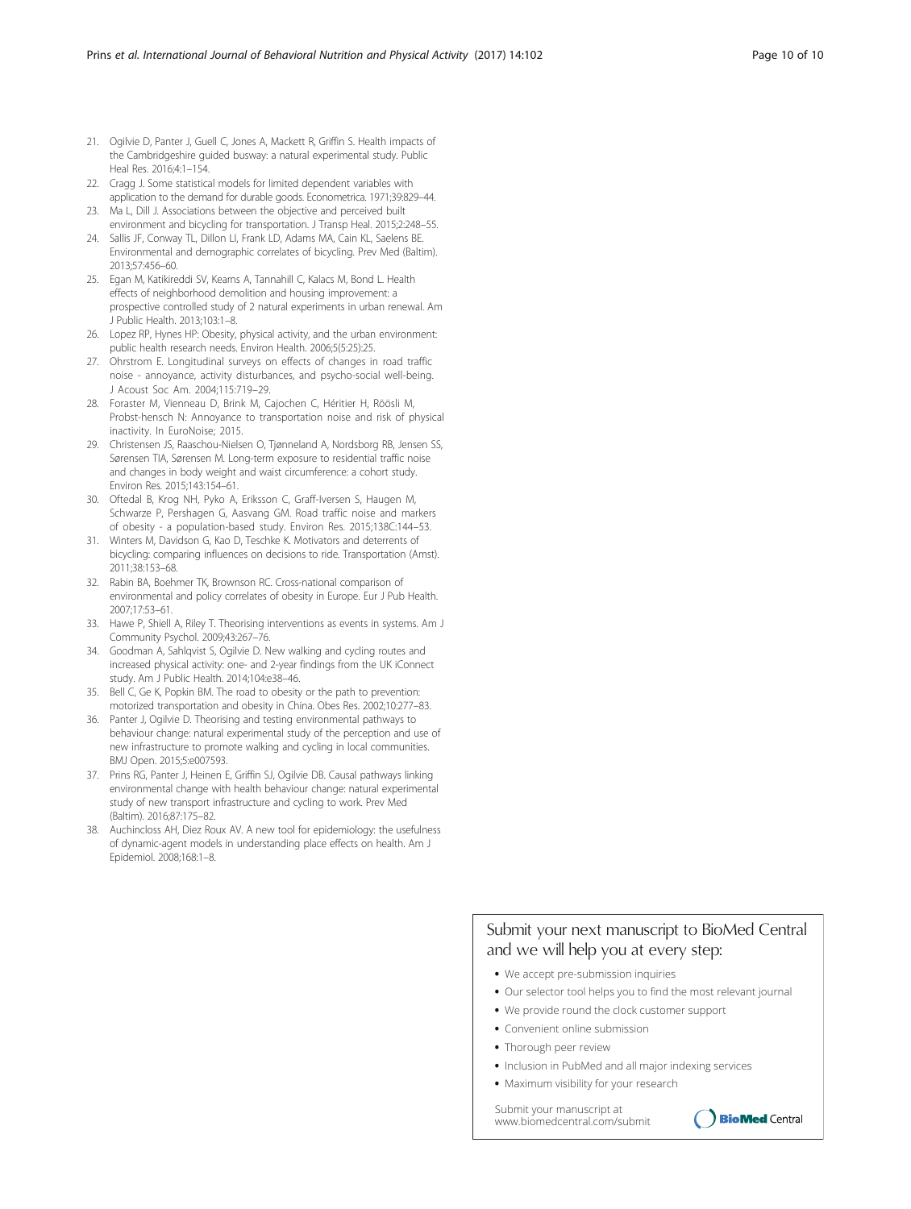21. Ogilvie D, Panter J, Guell C, Jones A, Mackett R, Griffin S. Health impacts of the Cambridgeshire guided busway: a natural experimental study. Public Heal Res. 2016;4:1–154.
22. Cragg J. Some statistical models for limited dependent variables with application to the demand for durable goods. Econometrica. 1971;39:829–44.
23. Ma L, Dill J. Associations between the objective and perceived built environment and bicycling for transportation. J Transp Heal. 2015;2:248–55.
24. Sallis JF, Conway TL, Dillon LI, Frank LD, Adams MA, Cain KL, Saelens BE. Environmental and demographic correlates of bicycling. Prev Med (Baltim). 2013;57:456–60.
25. Egan M, Katikireddi SV, Kearns A, Tannahill C, Kalacs M, Bond L. Health effects of neighborhood demolition and housing improvement: a prospective controlled study of 2 natural experiments in urban renewal. Am J Public Health. 2013;103:1–8.
26. Lopez RP, Hynes HP: Obesity, physical activity, and the urban environment: public health research needs. Environ Health. 2006;5(5:25):25.
27. Ohrstrom E. Longitudinal surveys on effects of changes in road traffic noise - annoyance, activity disturbances, and psycho-social well-being. J Acoust Soc Am. 2004;115:719–29.
28. Foraster M, Vienneau D, Brink M, Cajochen C, Héritier H, Röösli M, Probst-hensch N: Annoyance to transportation noise and risk of physical inactivity. In EuroNoise; 2015.
29. Christensen JS, Raaschou-Nielsen O, Tjønneland A, Nordsborg RB, Jensen SS, Sørensen TIA, Sørensen M. Long-term exposure to residential traffic noise and changes in body weight and waist circumference: a cohort study. Environ Res. 2015;143:154–61.
30. Oftedal B, Krog NH, Pyko A, Eriksson C, Graff-Iversen S, Haugen M, Schwarze P, Pershagen G, Aasvang GM. Road traffic noise and markers of obesity - a population-based study. Environ Res. 2015;138C:144–53.
31. Winters M, Davidson G, Kao D, Teschke K. Motivators and deterrents of bicycling: comparing influences on decisions to ride. Transportation (Amst). 2011;38:153–68.
32. Rabin BA, Boehmer TK, Brownson RC. Cross-national comparison of environmental and policy correlates of obesity in Europe. Eur J Pub Health. 2007;17:53–61.
33. Hawe P, Shiell A, Riley T. Theorising interventions as events in systems. Am J Community Psychol. 2009;43:267–76.
34. Goodman A, Sahlqvist S, Ogilvie D. New walking and cycling routes and increased physical activity: one- and 2-year findings from the UK iConnect study. Am J Public Health. 2014;104:e38–46.
35. Bell C, Ge K, Popkin BM. The road to obesity or the path to prevention: motorized transportation and obesity in China. Obes Res. 2002;10:277–83.
36. Panter J, Ogilvie D. Theorising and testing environmental pathways to behaviour change: natural experimental study of the perception and use of new infrastructure to promote walking and cycling in local communities. BMJ Open. 2015;5:e007593.
37. Prins RG, Panter J, Heinen E, Griffin SJ, Ogilvie DB. Causal pathways linking environmental change with health behaviour change: natural experimental study of new transport infrastructure and cycling to work. Prev Med (Baltim). 2016;87:175–82.
38. Auchincloss AH, Diez Roux AV. A new tool for epidemiology: the usefulness of dynamic-agent models in understanding place effects on health. Am J Epidemiol. 2008;168:1–8.

Submit your next manuscript to BioMed Central and we will help you at every step:

- We accept pre-submission inquiries
- Our selector tool helps you to find the most relevant journal
- We provide round the clock customer support
- Convenient online submission
- Thorough peer review
- Inclusion in PubMed and all major indexing services
- Maximum visibility for your research

Submit your manuscript at www.biomedcentral.com/submit

BioMed Central